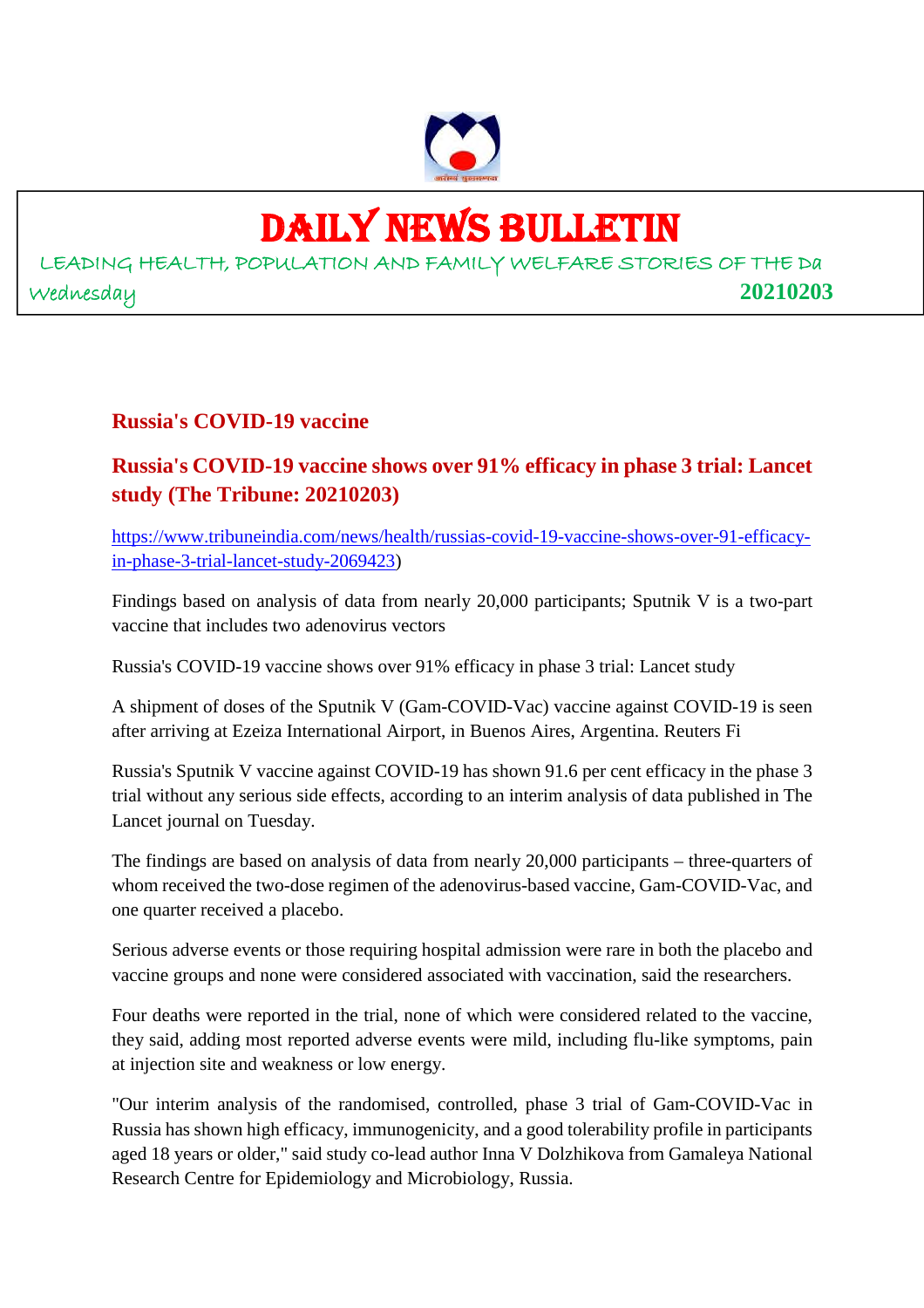# DAILY NEWS BULLETIN

LEADING HEALTH, POPULATION AND FAMILY WELFARE STORIES OF THE Da

Wednesday **20210203**

## Russia's COVID-19 vaccine

## Russia's COVID-19 vaccine shows over 91% efficacy in phase 3 trial: Lancet study (The Tribune: 20210203)

https://www.tribuneindia.com/news/health/russias-covid-19-vaccine-shows-over-91-efficacy-in-phase-3-trial-lancet-study-2069423)

Findings based on analysis of data from nearly 20,000 participants; Sputnik V is a two-part vaccine that includes two adenovirus vectors

Russia's COVID-19 vaccine shows over 91% efficacy in phase 3 trial: Lancet study

A shipment of doses of the Sputnik V (Gam-COVID-Vac) vaccine against COVID-19 is seen after arriving at Ezeiza International Airport, in Buenos Aires, Argentina. Reuters Fi

Russia's Sputnik V vaccine against COVID-19 has shown 91.6 per cent efficacy in the phase 3 trial without any serious side effects, according to an interim analysis of data published in The Lancet journal on Tuesday.

The findings are based on analysis of data from nearly 20,000 participants – three-quarters of whom received the two-dose regimen of the adenovirus-based vaccine, Gam-COVID-Vac, and one quarter received a placebo.

Serious adverse events or those requiring hospital admission were rare in both the placebo and vaccine groups and none were considered associated with vaccination, said the researchers.

Four deaths were reported in the trial, none of which were considered related to the vaccine, they said, adding most reported adverse events were mild, including flu-like symptoms, pain at injection site and weakness or low energy.

"Our interim analysis of the randomised, controlled, phase 3 trial of Gam-COVID-Vac in Russia has shown high efficacy, immunogenicity, and a good tolerability profile in participants aged 18 years or older," said study co-lead author Inna V Dolzhikova from Gamaleya National Research Centre for Epidemiology and Microbiology, Russia.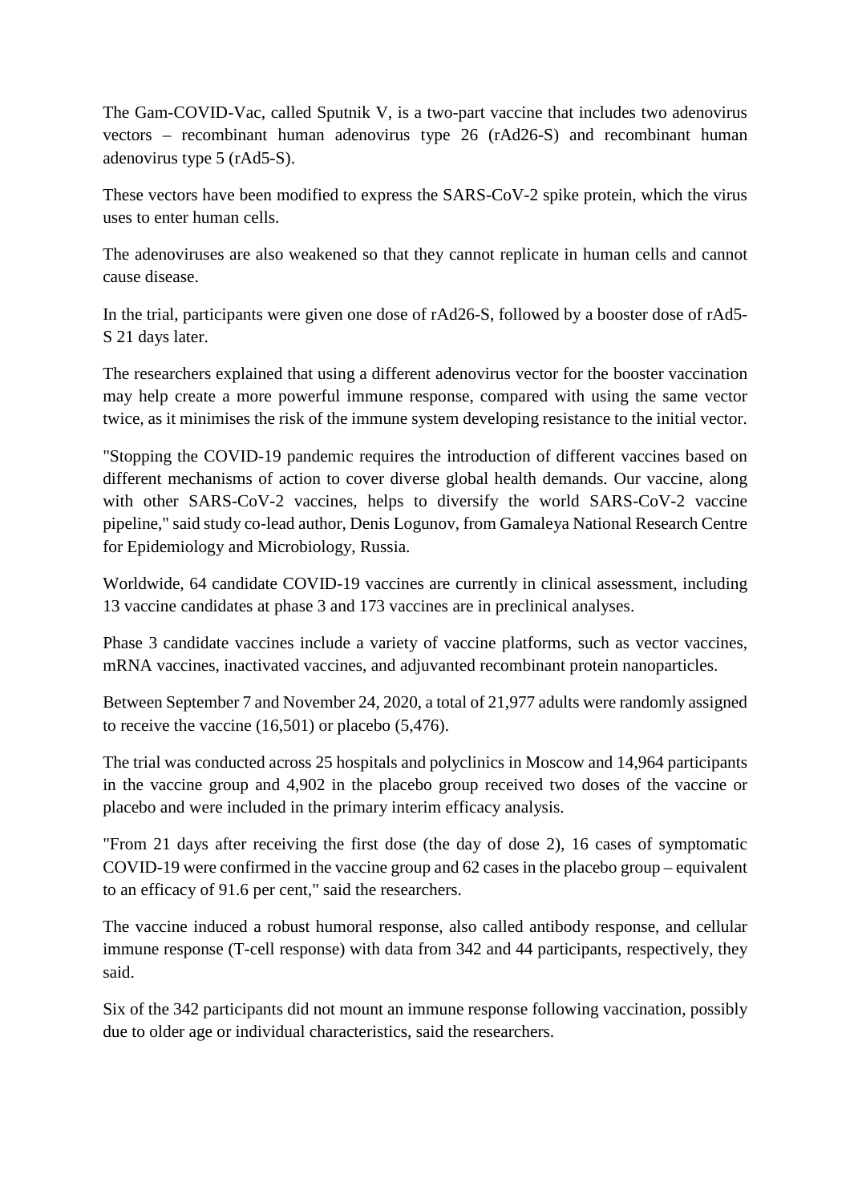The Gam-COVID-Vac, called Sputnik V, is a two-part vaccine that includes two adenovirus vectors – recombinant human adenovirus type 26 (rAd26-S) and recombinant human adenovirus type 5 (rAd5-S).

These vectors have been modified to express the SARS-CoV-2 spike protein, which the virus uses to enter human cells.

The adenoviruses are also weakened so that they cannot replicate in human cells and cannot cause disease.

In the trial, participants were given one dose of rAd26-S, followed by a booster dose of rAd5-S 21 days later.

The researchers explained that using a different adenovirus vector for the booster vaccination may help create a more powerful immune response, compared with using the same vector twice, as it minimises the risk of the immune system developing resistance to the initial vector.

"Stopping the COVID-19 pandemic requires the introduction of different vaccines based on different mechanisms of action to cover diverse global health demands. Our vaccine, along with other SARS-CoV-2 vaccines, helps to diversify the world SARS-CoV-2 vaccine pipeline," said study co-lead author, Denis Logunov, from Gamaleya National Research Centre for Epidemiology and Microbiology, Russia.

Worldwide, 64 candidate COVID-19 vaccines are currently in clinical assessment, including 13 vaccine candidates at phase 3 and 173 vaccines are in preclinical analyses.

Phase 3 candidate vaccines include a variety of vaccine platforms, such as vector vaccines, mRNA vaccines, inactivated vaccines, and adjuvanted recombinant protein nanoparticles.

Between September 7 and November 24, 2020, a total of 21,977 adults were randomly assigned to receive the vaccine (16,501) or placebo (5,476).

The trial was conducted across 25 hospitals and polyclinics in Moscow and 14,964 participants in the vaccine group and 4,902 in the placebo group received two doses of the vaccine or placebo and were included in the primary interim efficacy analysis.

"From 21 days after receiving the first dose (the day of dose 2), 16 cases of symptomatic COVID-19 were confirmed in the vaccine group and 62 cases in the placebo group – equivalent to an efficacy of 91.6 per cent," said the researchers.

The vaccine induced a robust humoral response, also called antibody response, and cellular immune response (T-cell response) with data from 342 and 44 participants, respectively, they said.

Six of the 342 participants did not mount an immune response following vaccination, possibly due to older age or individual characteristics, said the researchers.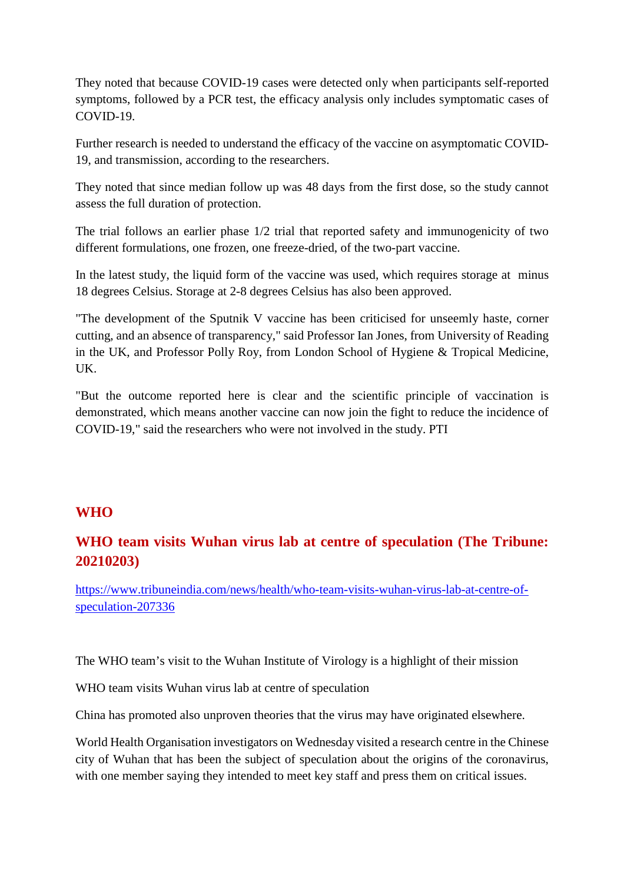They noted that because COVID-19 cases were detected only when participants self-reported symptoms, followed by a PCR test, the efficacy analysis only includes symptomatic cases of COVID-19.

Further research is needed to understand the efficacy of the vaccine on asymptomatic COVID-19, and transmission, according to the researchers.

They noted that since median follow up was 48 days from the first dose, so the study cannot assess the full duration of protection.

The trial follows an earlier phase 1/2 trial that reported safety and immunogenicity of two different formulations, one frozen, one freeze-dried, of the two-part vaccine.

In the latest study, the liquid form of the vaccine was used, which requires storage at minus 18 degrees Celsius. Storage at 2-8 degrees Celsius has also been approved.

"The development of the Sputnik V vaccine has been criticised for unseemly haste, corner cutting, and an absence of transparency," said Professor Ian Jones, from University of Reading in the UK, and Professor Polly Roy, from London School of Hygiene & Tropical Medicine, UK.

"But the outcome reported here is clear and the scientific principle of vaccination is demonstrated, which means another vaccine can now join the fight to reduce the incidence of COVID-19," said the researchers who were not involved in the study. PTI

## WHO

## WHO team visits Wuhan virus lab at centre of speculation (The Tribune: 20210203)

https://www.tribuneindia.com/news/health/who-team-visits-wuhan-virus-lab-at-centre-of-speculation-207336

The WHO team's visit to the Wuhan Institute of Virology is a highlight of their mission

WHO team visits Wuhan virus lab at centre of speculation

China has promoted also unproven theories that the virus may have originated elsewhere.

World Health Organisation investigators on Wednesday visited a research centre in the Chinese city of Wuhan that has been the subject of speculation about the origins of the coronavirus, with one member saying they intended to meet key staff and press them on critical issues.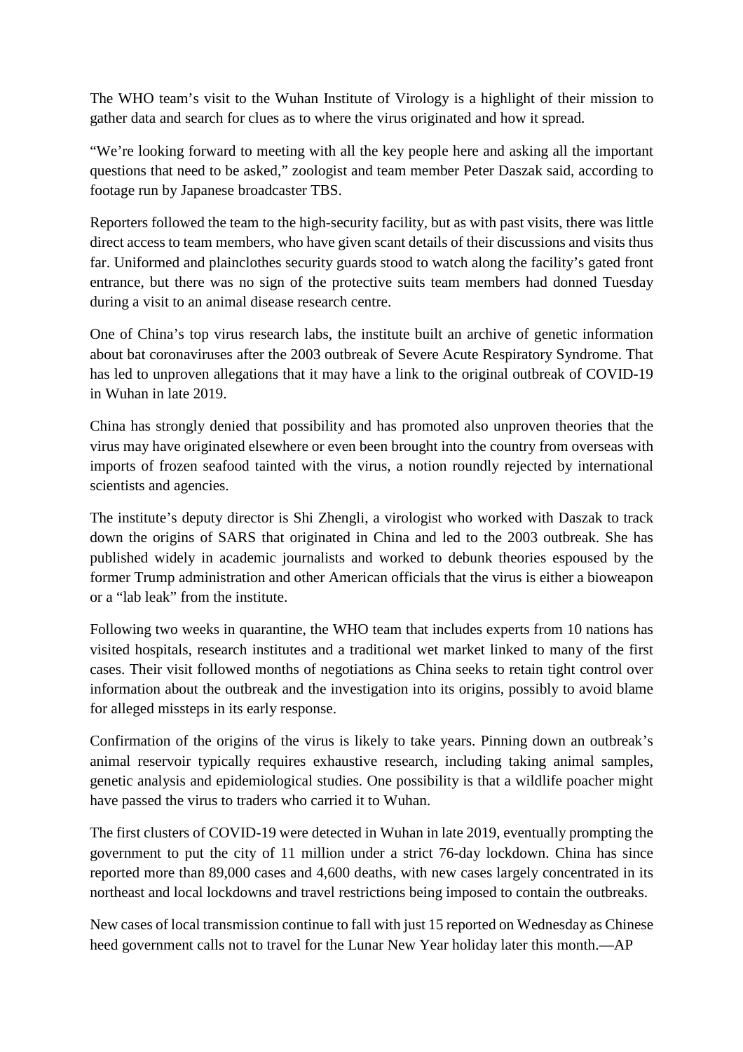The WHO team's visit to the Wuhan Institute of Virology is a highlight of their mission to gather data and search for clues as to where the virus originated and how it spread.

"We're looking forward to meeting with all the key people here and asking all the important questions that need to be asked," zoologist and team member Peter Daszak said, according to footage run by Japanese broadcaster TBS.

Reporters followed the team to the high-security facility, but as with past visits, there was little direct access to team members, who have given scant details of their discussions and visits thus far. Uniformed and plainclothes security guards stood to watch along the facility's gated front entrance, but there was no sign of the protective suits team members had donned Tuesday during a visit to an animal disease research centre.

One of China's top virus research labs, the institute built an archive of genetic information about bat coronaviruses after the 2003 outbreak of Severe Acute Respiratory Syndrome. That has led to unproven allegations that it may have a link to the original outbreak of COVID-19 in Wuhan in late 2019.

China has strongly denied that possibility and has promoted also unproven theories that the virus may have originated elsewhere or even been brought into the country from overseas with imports of frozen seafood tainted with the virus, a notion roundly rejected by international scientists and agencies.

The institute's deputy director is Shi Zhengli, a virologist who worked with Daszak to track down the origins of SARS that originated in China and led to the 2003 outbreak. She has published widely in academic journalists and worked to debunk theories espoused by the former Trump administration and other American officials that the virus is either a bioweapon or a "lab leak" from the institute.

Following two weeks in quarantine, the WHO team that includes experts from 10 nations has visited hospitals, research institutes and a traditional wet market linked to many of the first cases. Their visit followed months of negotiations as China seeks to retain tight control over information about the outbreak and the investigation into its origins, possibly to avoid blame for alleged missteps in its early response.

Confirmation of the origins of the virus is likely to take years. Pinning down an outbreak's animal reservoir typically requires exhaustive research, including taking animal samples, genetic analysis and epidemiological studies. One possibility is that a wildlife poacher might have passed the virus to traders who carried it to Wuhan.

The first clusters of COVID-19 were detected in Wuhan in late 2019, eventually prompting the government to put the city of 11 million under a strict 76-day lockdown. China has since reported more than 89,000 cases and 4,600 deaths, with new cases largely concentrated in its northeast and local lockdowns and travel restrictions being imposed to contain the outbreaks.

New cases of local transmission continue to fall with just 15 reported on Wednesday as Chinese heed government calls not to travel for the Lunar New Year holiday later this month.—AP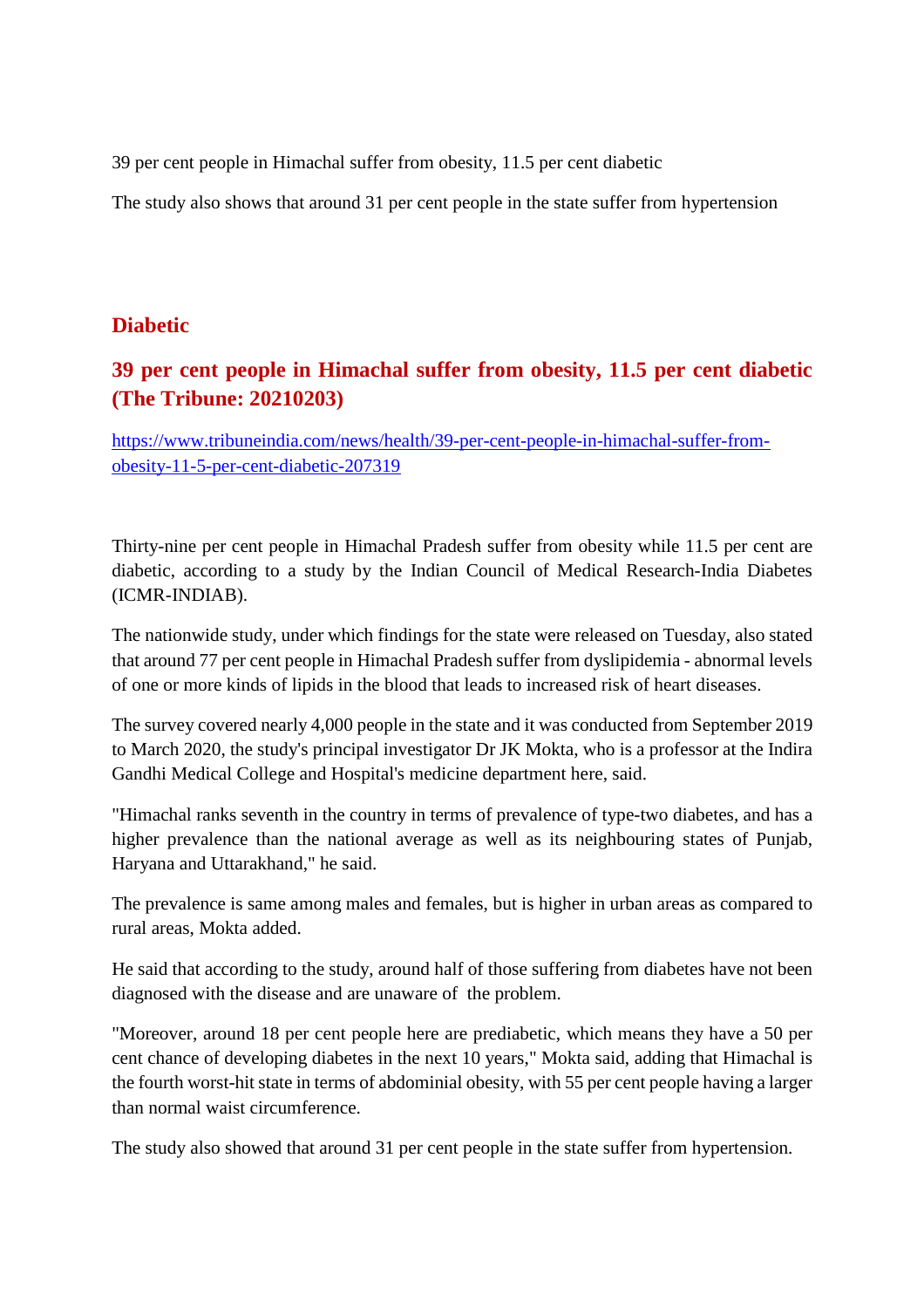39 per cent people in Himachal suffer from obesity, 11.5 per cent diabetic

The study also shows that around 31 per cent people in the state suffer from hypertension

## Diabetic

## 39 per cent people in Himachal suffer from obesity, 11.5 per cent diabetic (The Tribune: 20210203)

https://www.tribuneindia.com/news/health/39-per-cent-people-in-himachal-suffer-from-obesity-11-5-per-cent-diabetic-207319

Thirty-nine per cent people in Himachal Pradesh suffer from obesity while 11.5 per cent are diabetic, according to a study by the Indian Council of Medical Research-India Diabetes (ICMR-INDIAB).

The nationwide study, under which findings for the state were released on Tuesday, also stated that around 77 per cent people in Himachal Pradesh suffer from dyslipidemia - abnormal levels of one or more kinds of lipids in the blood that leads to increased risk of heart diseases.

The survey covered nearly 4,000 people in the state and it was conducted from September 2019 to March 2020, the study's principal investigator Dr JK Mokta, who is a professor at the Indira Gandhi Medical College and Hospital's medicine department here, said.

"Himachal ranks seventh in the country in terms of prevalence of type-two diabetes, and has a higher prevalence than the national average as well as its neighbouring states of Punjab, Haryana and Uttarakhand," he said.

The prevalence is same among males and females, but is higher in urban areas as compared to rural areas, Mokta added.

He said that according to the study, around half of those suffering from diabetes have not been diagnosed with the disease and are unaware of the problem.

"Moreover, around 18 per cent people here are prediabetic, which means they have a 50 per cent chance of developing diabetes in the next 10 years," Mokta said, adding that Himachal is the fourth worst-hit state in terms of abdominial obesity, with 55 per cent people having a larger than normal waist circumference.

The study also showed that around 31 per cent people in the state suffer from hypertension.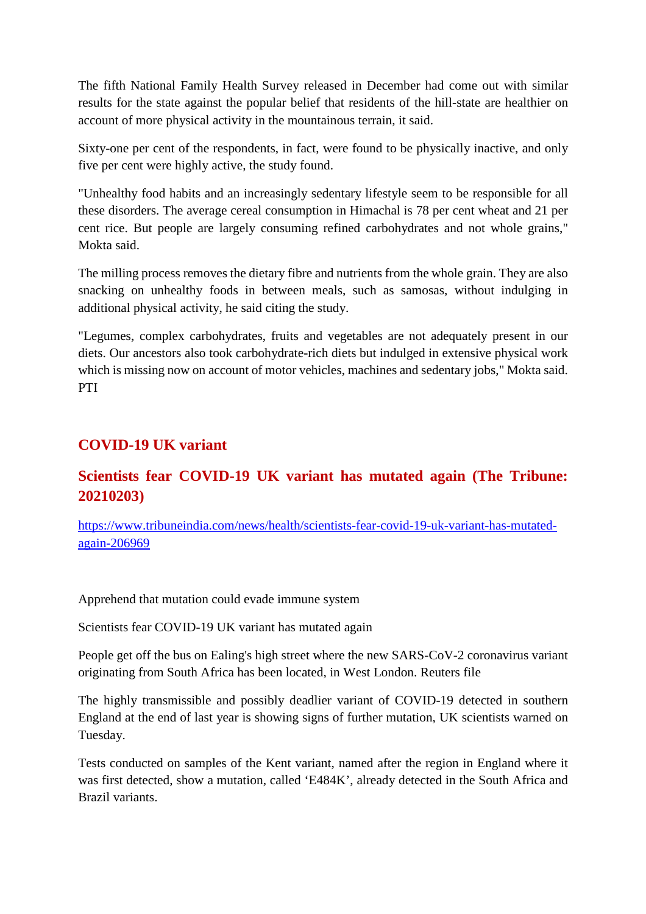The fifth National Family Health Survey released in December had come out with similar results for the state against the popular belief that residents of the hill-state are healthier on account of more physical activity in the mountainous terrain, it said.

Sixty-one per cent of the respondents, in fact, were found to be physically inactive, and only five per cent were highly active, the study found.

"Unhealthy food habits and an increasingly sedentary lifestyle seem to be responsible for all these disorders. The average cereal consumption in Himachal is 78 per cent wheat and 21 per cent rice. But people are largely consuming refined carbohydrates and not whole grains," Mokta said.

The milling process removes the dietary fibre and nutrients from the whole grain. They are also snacking on unhealthy foods in between meals, such as samosas, without indulging in additional physical activity, he said citing the study.

"Legumes, complex carbohydrates, fruits and vegetables are not adequately present in our diets. Our ancestors also took carbohydrate-rich diets but indulged in extensive physical work which is missing now on account of motor vehicles, machines and sedentary jobs," Mokta said. PTI

## COVID-19 UK variant

## Scientists fear COVID-19 UK variant has mutated again (The Tribune: 20210203)

https://www.tribuneindia.com/news/health/scientists-fear-covid-19-uk-variant-has-mutated-again-206969

Apprehend that mutation could evade immune system

Scientists fear COVID-19 UK variant has mutated again

People get off the bus on Ealing's high street where the new SARS-CoV-2 coronavirus variant originating from South Africa has been located, in West London. Reuters file

The highly transmissible and possibly deadlier variant of COVID-19 detected in southern England at the end of last year is showing signs of further mutation, UK scientists warned on Tuesday.

Tests conducted on samples of the Kent variant, named after the region in England where it was first detected, show a mutation, called 'E484K', already detected in the South Africa and Brazil variants.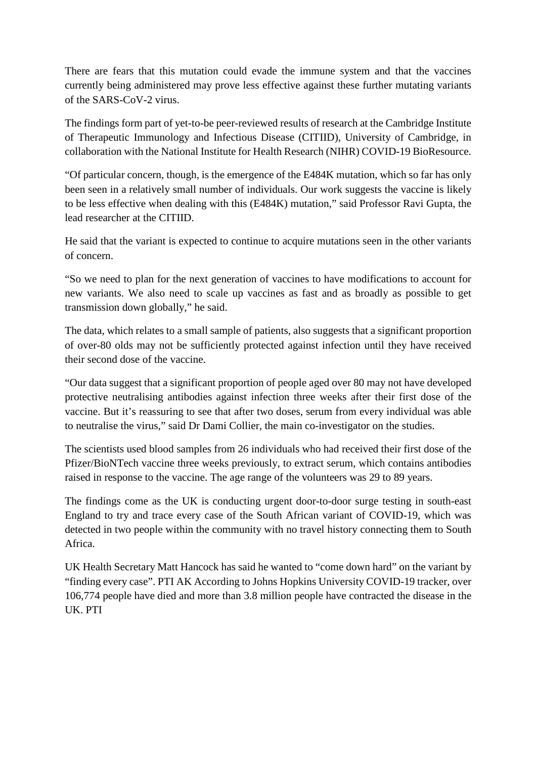There are fears that this mutation could evade the immune system and that the vaccines currently being administered may prove less effective against these further mutating variants of the SARS-CoV-2 virus.

The findings form part of yet-to-be peer-reviewed results of research at the Cambridge Institute of Therapeutic Immunology and Infectious Disease (CITIID), University of Cambridge, in collaboration with the National Institute for Health Research (NIHR) COVID-19 BioResource.

"Of particular concern, though, is the emergence of the E484K mutation, which so far has only been seen in a relatively small number of individuals. Our work suggests the vaccine is likely to be less effective when dealing with this (E484K) mutation," said Professor Ravi Gupta, the lead researcher at the CITIID.

He said that the variant is expected to continue to acquire mutations seen in the other variants of concern.

"So we need to plan for the next generation of vaccines to have modifications to account for new variants. We also need to scale up vaccines as fast and as broadly as possible to get transmission down globally," he said.

The data, which relates to a small sample of patients, also suggests that a significant proportion of over-80 olds may not be sufficiently protected against infection until they have received their second dose of the vaccine.

"Our data suggest that a significant proportion of people aged over 80 may not have developed protective neutralising antibodies against infection three weeks after their first dose of the vaccine. But it's reassuring to see that after two doses, serum from every individual was able to neutralise the virus," said Dr Dami Collier, the main co-investigator on the studies.

The scientists used blood samples from 26 individuals who had received their first dose of the Pfizer/BioNTech vaccine three weeks previously, to extract serum, which contains antibodies raised in response to the vaccine. The age range of the volunteers was 29 to 89 years.

The findings come as the UK is conducting urgent door-to-door surge testing in south-east England to try and trace every case of the South African variant of COVID-19, which was detected in two people within the community with no travel history connecting them to South Africa.

UK Health Secretary Matt Hancock has said he wanted to "come down hard" on the variant by "finding every case". PTI AK According to Johns Hopkins University COVID-19 tracker, over 106,774 people have died and more than 3.8 million people have contracted the disease in the UK. PTI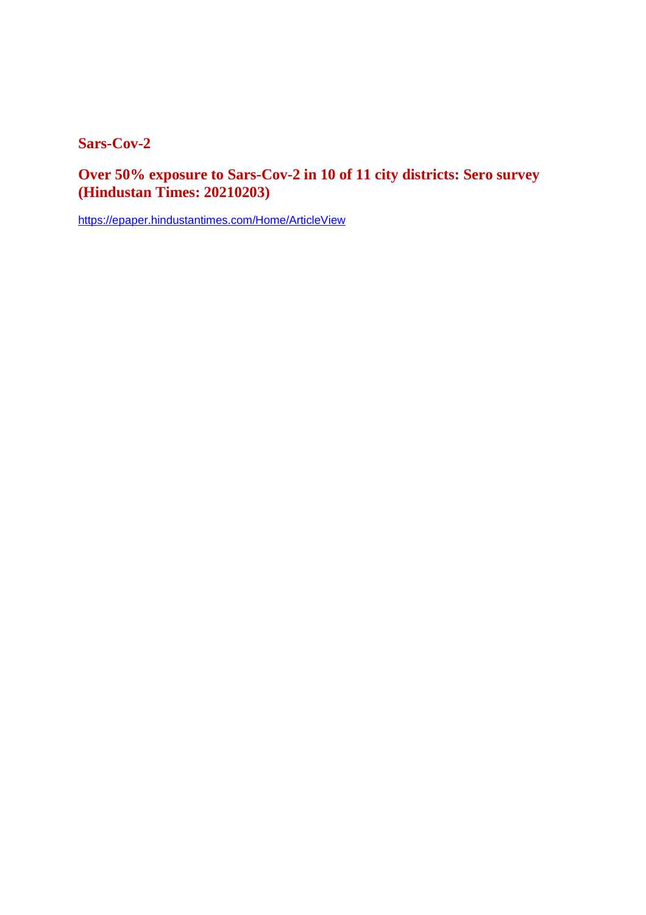## Sars-Cov-2

## Over 50% exposure to Sars-Cov-2 in 10 of 11 city districts: Sero survey (Hindustan Times: 20210203)

https://epaper.hindustantimes.com/Home/ArticleView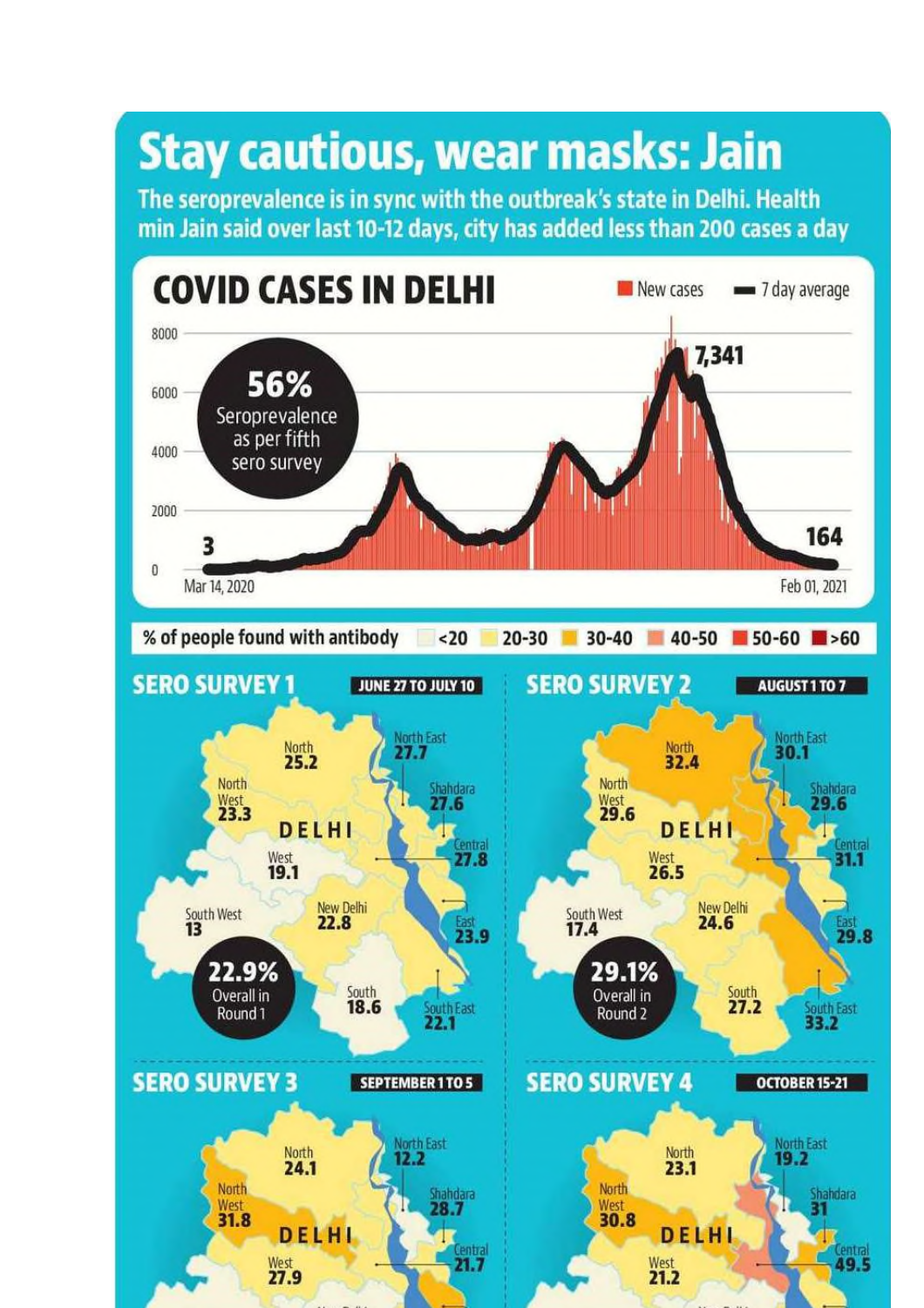# Stay cautious, wear masks: Jain

**The seroprevalence is in sync with the outbreak's state in Delhi. Health min Jain said over last 10-12 days, city has added less than 200 cases a day**

## COVID CASES IN DELHI

New cases | 7 day average

8000
6000
4000
2000
0

**56%** Seroprevalence as per fifth sero survey

3 — Mar 14, 2020

7,341

164 — Feb 01, 2021

% of people found with antibody: <20 | 20-30 | 30-40 | 40-50 | 50-60 | >60

## SERO SURVEY 1

**JUNE 27 TO JULY 10**

| District | % |
|---|---|
| North | 25.2 |
| North East | 27.7 |
| North West | 23.3 |
| Shahdara | 27.6 |
| West | 19.1 |
| Central | 27.8 |
| South West | 13 |
| New Delhi | 22.8 |
| East | 23.9 |
| South | 18.6 |
| South East | 22.1 |

**22.9%** Overall in Round 1

## SERO SURVEY 2

**AUGUST 1 TO 7**

| District | % |
|---|---|
| North | 32.4 |
| North East | 30.1 |
| North West | 29.6 |
| Shahdara | 29.6 |
| West | 26.5 |
| Central | 31.1 |
| South West | 17.4 |
| New Delhi | 24.6 |
| East | 29.8 |
| South | 27.2 |
| South East | 33.2 |

**29.1%** Overall in Round 2

## SERO SURVEY 3

**SEPTEMBER 1 TO 5**

| District | % |
|---|---|
| North | 24.1 |
| North East | 12.2 |
| North West | 31.8 |
| Shahdara | 28.7 |
| West | 27.9 |
| Central | 21.7 |

## SERO SURVEY 4

**OCTOBER 15-21**

| District | % |
|---|---|
| North | 23.1 |
| North East | 19.2 |
| North West | 30.8 |
| Shahdara | 31 |
| West | 21.2 |
| Central | 49.5 |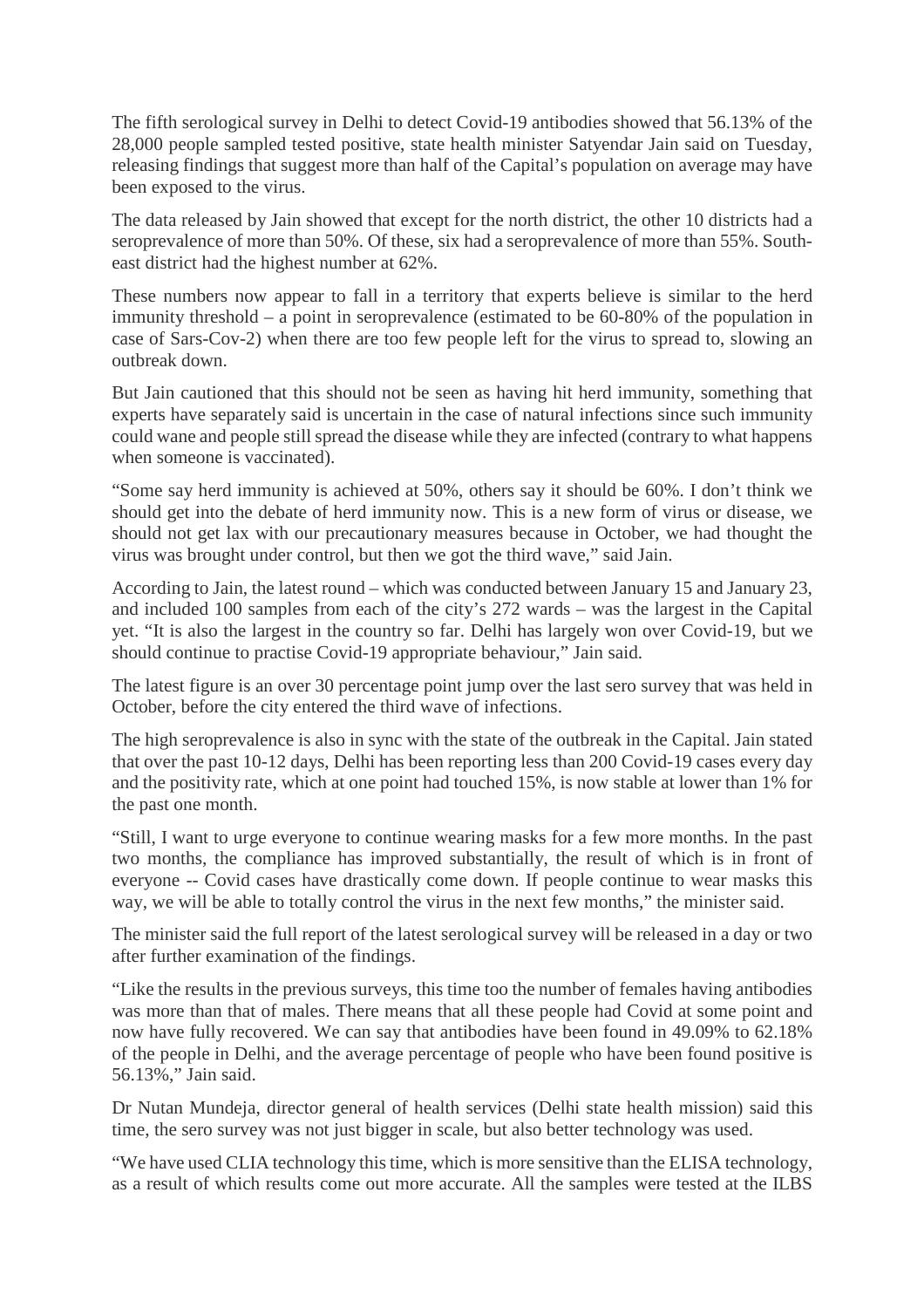The fifth serological survey in Delhi to detect Covid-19 antibodies showed that 56.13% of the 28,000 people sampled tested positive, state health minister Satyendar Jain said on Tuesday, releasing findings that suggest more than half of the Capital's population on average may have been exposed to the virus.

The data released by Jain showed that except for the north district, the other 10 districts had a seroprevalence of more than 50%. Of these, six had a seroprevalence of more than 55%. South-east district had the highest number at 62%.

These numbers now appear to fall in a territory that experts believe is similar to the herd immunity threshold – a point in seroprevalence (estimated to be 60-80% of the population in case of Sars-Cov-2) when there are too few people left for the virus to spread to, slowing an outbreak down.

But Jain cautioned that this should not be seen as having hit herd immunity, something that experts have separately said is uncertain in the case of natural infections since such immunity could wane and people still spread the disease while they are infected (contrary to what happens when someone is vaccinated).

"Some say herd immunity is achieved at 50%, others say it should be 60%. I don't think we should get into the debate of herd immunity now. This is a new form of virus or disease, we should not get lax with our precautionary measures because in October, we had thought the virus was brought under control, but then we got the third wave," said Jain.

According to Jain, the latest round – which was conducted between January 15 and January 23, and included 100 samples from each of the city's 272 wards – was the largest in the Capital yet. "It is also the largest in the country so far. Delhi has largely won over Covid-19, but we should continue to practise Covid-19 appropriate behaviour," Jain said.

The latest figure is an over 30 percentage point jump over the last sero survey that was held in October, before the city entered the third wave of infections.

The high seroprevalence is also in sync with the state of the outbreak in the Capital. Jain stated that over the past 10-12 days, Delhi has been reporting less than 200 Covid-19 cases every day and the positivity rate, which at one point had touched 15%, is now stable at lower than 1% for the past one month.

"Still, I want to urge everyone to continue wearing masks for a few more months. In the past two months, the compliance has improved substantially, the result of which is in front of everyone -- Covid cases have drastically come down. If people continue to wear masks this way, we will be able to totally control the virus in the next few months," the minister said.

The minister said the full report of the latest serological survey will be released in a day or two after further examination of the findings.

"Like the results in the previous surveys, this time too the number of females having antibodies was more than that of males. There means that all these people had Covid at some point and now have fully recovered. We can say that antibodies have been found in 49.09% to 62.18% of the people in Delhi, and the average percentage of people who have been found positive is 56.13%," Jain said.

Dr Nutan Mundeja, director general of health services (Delhi state health mission) said this time, the sero survey was not just bigger in scale, but also better technology was used.

"We have used CLIA technology this time, which is more sensitive than the ELISA technology, as a result of which results come out more accurate. All the samples were tested at the ILBS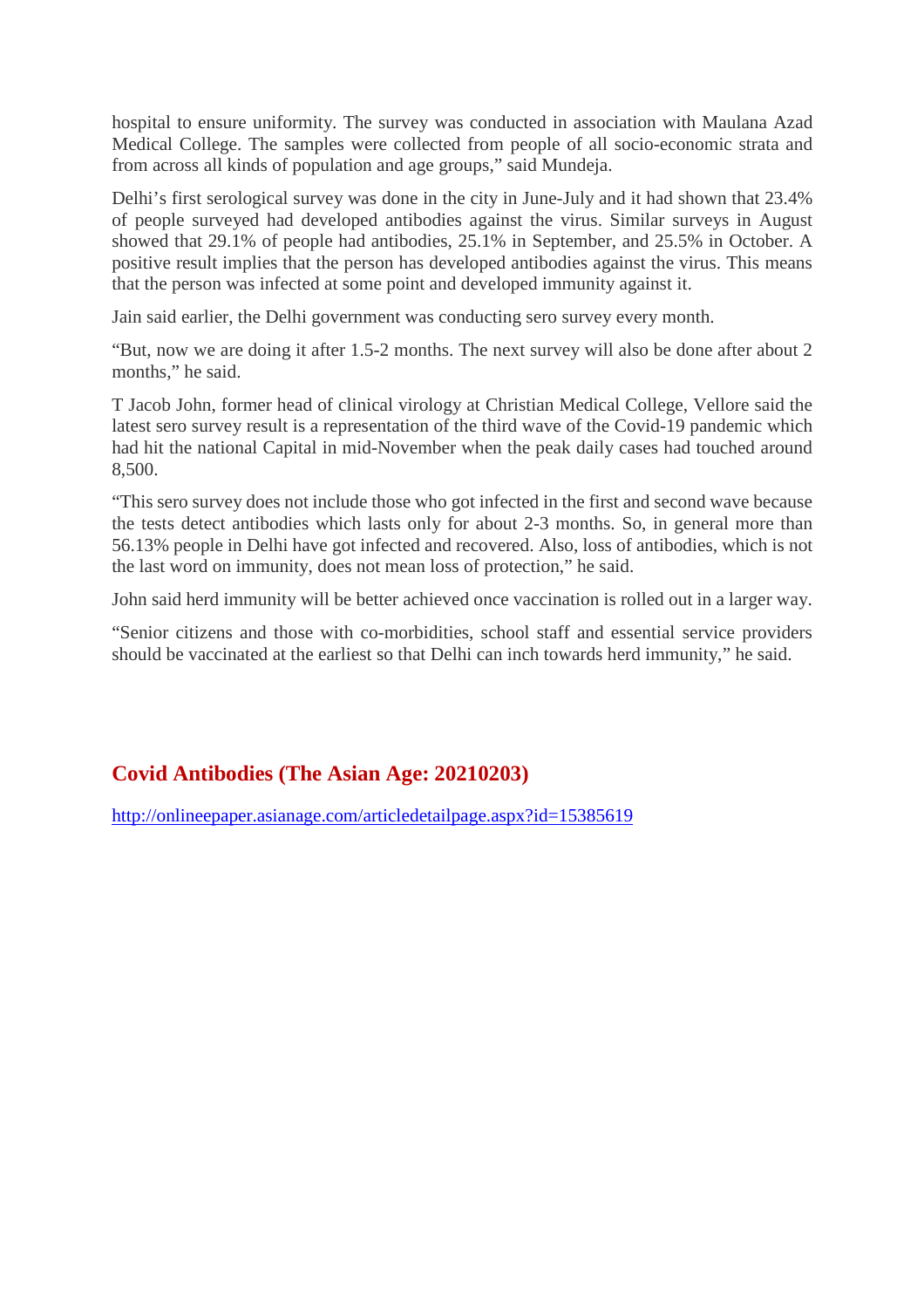hospital to ensure uniformity. The survey was conducted in association with Maulana Azad Medical College. The samples were collected from people of all socio-economic strata and from across all kinds of population and age groups," said Mundeja.

Delhi's first serological survey was done in the city in June-July and it had shown that 23.4% of people surveyed had developed antibodies against the virus. Similar surveys in August showed that 29.1% of people had antibodies, 25.1% in September, and 25.5% in October. A positive result implies that the person has developed antibodies against the virus. This means that the person was infected at some point and developed immunity against it.

Jain said earlier, the Delhi government was conducting sero survey every month.

"But, now we are doing it after 1.5-2 months. The next survey will also be done after about 2 months," he said.

T Jacob John, former head of clinical virology at Christian Medical College, Vellore said the latest sero survey result is a representation of the third wave of the Covid-19 pandemic which had hit the national Capital in mid-November when the peak daily cases had touched around 8,500.

"This sero survey does not include those who got infected in the first and second wave because the tests detect antibodies which lasts only for about 2-3 months. So, in general more than 56.13% people in Delhi have got infected and recovered. Also, loss of antibodies, which is not the last word on immunity, does not mean loss of protection," he said.

John said herd immunity will be better achieved once vaccination is rolled out in a larger way.

"Senior citizens and those with co-morbidities, school staff and essential service providers should be vaccinated at the earliest so that Delhi can inch towards herd immunity," he said.

## Covid Antibodies (The Asian Age: 20210203)

http://onlineepaper.asianage.com/articledetailpage.aspx?id=15385619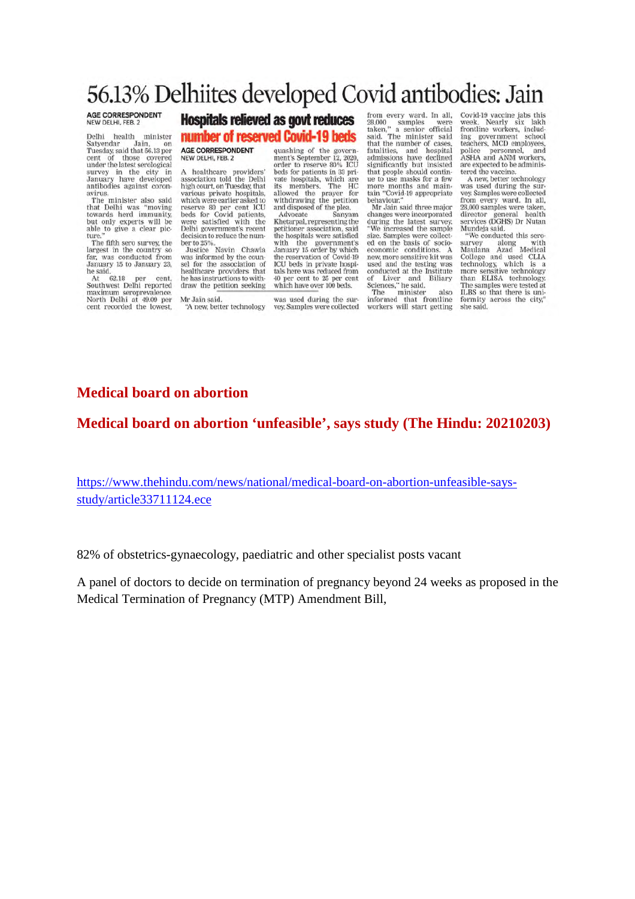# 56.13% Delhiites developed Covid antibodies: Jain

AGE CORRESPONDENT
NEW DELHI, FEB. 2

Delhi health minister Satyendar Jain, on Tuesday, said that 56.13 per cent of those covered under the latest serological survey in the city in January have developed antibodies against coronavirus.

The minister also said that Delhi was "moving towards herd immunity, but only experts will be able to give a clear picture."

The fifth sero survey, the largest in the country so far, was conducted from January 15 to January 23, he said.

At 62.18 per cent, Southwest Delhi reported maximum seroprevalence. North Delhi at 49.09 per cent recorded the lowest, Mr Jain said.

"A new, better technology was used during the survey. Samples were collected from every ward. In all, 28,000 samples were taken," a senior official said. The minister said that the number of cases, fatalities, and hospital admissions have declined significantly but insisted that people should continue to use masks for a few more months and maintain "Covid-19 appropriate behaviour."

Mr Jain said three major changes were incorporated during the latest survey. "We increased the sample size. Samples were collected on the basis of socio-economic conditions. A new, more sensitive kit was used and the testing was conducted at the Institute of Liver and Biliary Sciences," he said.

The minister also informed that frontline workers will start getting Covid-19 vaccine jabs this week. Nearly six lakh frontline workers, including government school teachers, MCD employees, police personnel, and ASHA and ANM workers, are expected to be administered the vaccine.

A new, better technology was used during the survey. Samples were collected from every ward. In all, 28,000 samples were taken, director general health services (DGHS) Dr Nutan Mundeja said.

"We conducted this sero-survey along with Maulana Azad Medical College and used CLIA technology, which is a more sensitive technology than ELISA technology. The samples were tested at ILBS so that there is uniformity across the city," she said.

## Hospitals relieved as govt reduces number of reserved Covid-19 beds

AGE CORRESPONDENT
NEW DELHI, FEB. 2

A healthcare providers' association told the Delhi high court, on Tuesday, that various private hospitals, which were earlier asked to reserve 80 per cent ICU beds for Covid patients, were satisfied with the Delhi government's recent decision to reduce the number to 25%.

Justice Navin Chawla was informed by the counsel for the association of healthcare providers that he has instructions to withdraw the petition seeking quashing of the government's September 12, 2020, order to reserve 80% ICU beds for patients in 33 private hospitals, which are its members. The HC allowed the prayer for withdrawing the petition and disposed of the plea.

Advocate Sanyam Khetarpal, representing the petitioner association, said the hospitals were satisfied with the government's January 15 order by which the reservation of Covid-19 ICU beds in private hospitals here was reduced from 40 per cent to 25 per cent which have over 100 beds.

## Medical board on abortion

## Medical board on abortion 'unfeasible', says study (The Hindu: 20210203)

https://www.thehindu.com/news/national/medical-board-on-abortion-unfeasible-says-study/article33711124.ece

82% of obstetrics-gynaecology, paediatric and other specialist posts vacant

A panel of doctors to decide on termination of pregnancy beyond 24 weeks as proposed in the Medical Termination of Pregnancy (MTP) Amendment Bill,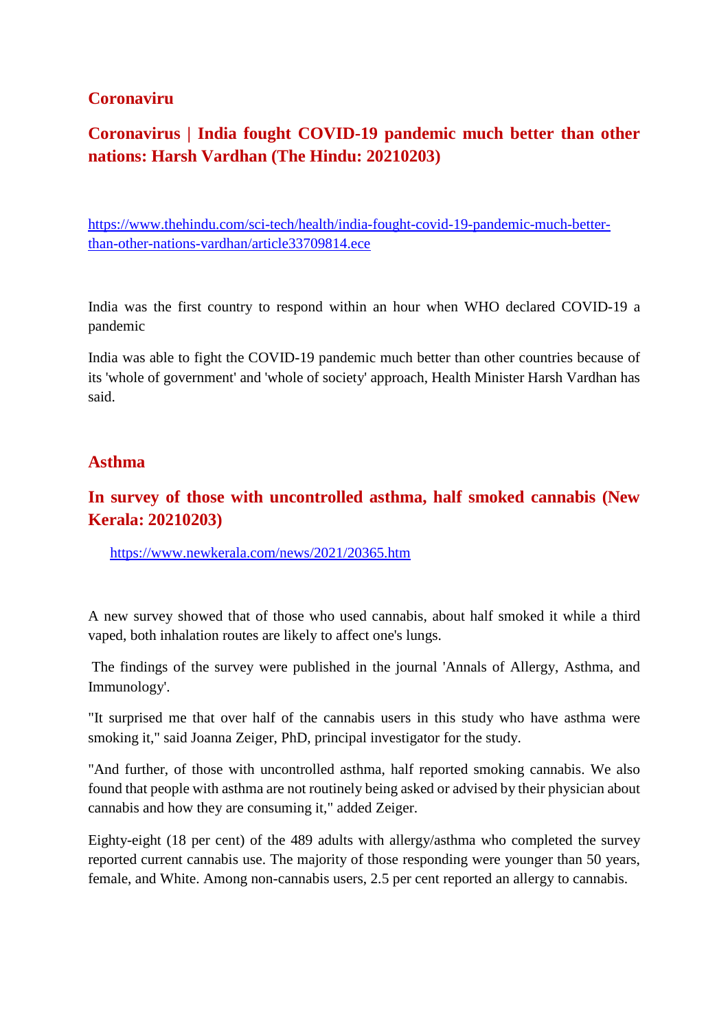## Coronaviru

### Coronavirus | India fought COVID-19 pandemic much better than other nations: Harsh Vardhan (The Hindu: 20210203)

https://www.thehindu.com/sci-tech/health/india-fought-covid-19-pandemic-much-better-than-other-nations-vardhan/article33709814.ece

India was the first country to respond within an hour when WHO declared COVID-19 a pandemic

India was able to fight the COVID-19 pandemic much better than other countries because of its 'whole of government' and 'whole of society' approach, Health Minister Harsh Vardhan has said.

## Asthma

### In survey of those with uncontrolled asthma, half smoked cannabis (New Kerala: 20210203)

https://www.newkerala.com/news/2021/20365.htm

A new survey showed that of those who used cannabis, about half smoked it while a third vaped, both inhalation routes are likely to affect one's lungs.

The findings of the survey were published in the journal 'Annals of Allergy, Asthma, and Immunology'.

"It surprised me that over half of the cannabis users in this study who have asthma were smoking it," said Joanna Zeiger, PhD, principal investigator for the study.

"And further, of those with uncontrolled asthma, half reported smoking cannabis. We also found that people with asthma are not routinely being asked or advised by their physician about cannabis and how they are consuming it," added Zeiger.

Eighty-eight (18 per cent) of the 489 adults with allergy/asthma who completed the survey reported current cannabis use. The majority of those responding were younger than 50 years, female, and White. Among non-cannabis users, 2.5 per cent reported an allergy to cannabis.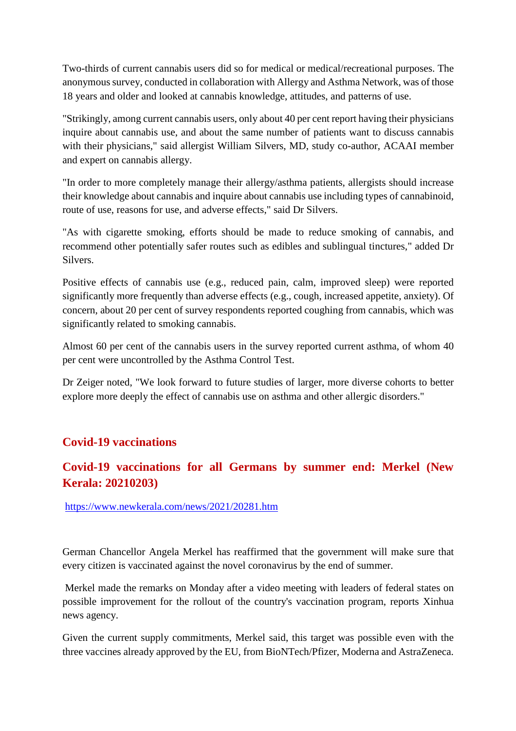Two-thirds of current cannabis users did so for medical or medical/recreational purposes. The anonymous survey, conducted in collaboration with Allergy and Asthma Network, was of those 18 years and older and looked at cannabis knowledge, attitudes, and patterns of use.

"Strikingly, among current cannabis users, only about 40 per cent report having their physicians inquire about cannabis use, and about the same number of patients want to discuss cannabis with their physicians," said allergist William Silvers, MD, study co-author, ACAAI member and expert on cannabis allergy.

"In order to more completely manage their allergy/asthma patients, allergists should increase their knowledge about cannabis and inquire about cannabis use including types of cannabinoid, route of use, reasons for use, and adverse effects," said Dr Silvers.

"As with cigarette smoking, efforts should be made to reduce smoking of cannabis, and recommend other potentially safer routes such as edibles and sublingual tinctures," added Dr Silvers.

Positive effects of cannabis use (e.g., reduced pain, calm, improved sleep) were reported significantly more frequently than adverse effects (e.g., cough, increased appetite, anxiety). Of concern, about 20 per cent of survey respondents reported coughing from cannabis, which was significantly related to smoking cannabis.

Almost 60 per cent of the cannabis users in the survey reported current asthma, of whom 40 per cent were uncontrolled by the Asthma Control Test.

Dr Zeiger noted, "We look forward to future studies of larger, more diverse cohorts to better explore more deeply the effect of cannabis use on asthma and other allergic disorders."

## Covid-19 vaccinations

### Covid-19 vaccinations for all Germans by summer end: Merkel (New Kerala: 20210203)

https://www.newkerala.com/news/2021/20281.htm

German Chancellor Angela Merkel has reaffirmed that the government will make sure that every citizen is vaccinated against the novel coronavirus by the end of summer.

Merkel made the remarks on Monday after a video meeting with leaders of federal states on possible improvement for the rollout of the country's vaccination program, reports Xinhua news agency.

Given the current supply commitments, Merkel said, this target was possible even with the three vaccines already approved by the EU, from BioNTech/Pfizer, Moderna and AstraZeneca.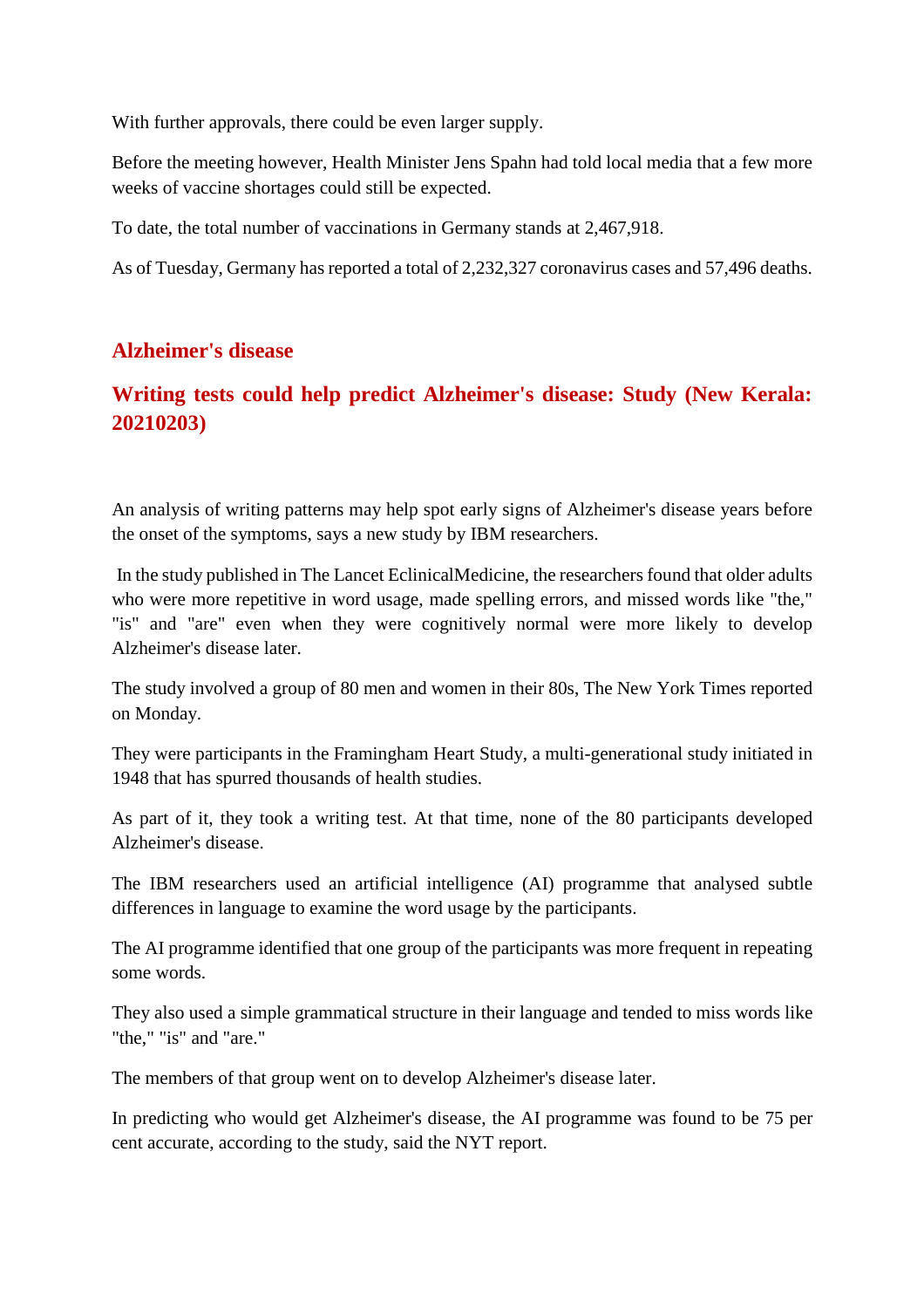With further approvals, there could be even larger supply.

Before the meeting however, Health Minister Jens Spahn had told local media that a few more weeks of vaccine shortages could still be expected.

To date, the total number of vaccinations in Germany stands at 2,467,918.

As of Tuesday, Germany has reported a total of 2,232,327 coronavirus cases and 57,496 deaths.

## Alzheimer's disease

### Writing tests could help predict Alzheimer's disease: Study (New Kerala: 20210203)

An analysis of writing patterns may help spot early signs of Alzheimer's disease years before the onset of the symptoms, says a new study by IBM researchers.

In the study published in The Lancet EclinicalMedicine, the researchers found that older adults who were more repetitive in word usage, made spelling errors, and missed words like "the," "is" and "are" even when they were cognitively normal were more likely to develop Alzheimer's disease later.

The study involved a group of 80 men and women in their 80s, The New York Times reported on Monday.

They were participants in the Framingham Heart Study, a multi-generational study initiated in 1948 that has spurred thousands of health studies.

As part of it, they took a writing test. At that time, none of the 80 participants developed Alzheimer's disease.

The IBM researchers used an artificial intelligence (AI) programme that analysed subtle differences in language to examine the word usage by the participants.

The AI programme identified that one group of the participants was more frequent in repeating some words.

They also used a simple grammatical structure in their language and tended to miss words like "the," "is" and "are."

The members of that group went on to develop Alzheimer's disease later.

In predicting who would get Alzheimer's disease, the AI programme was found to be 75 per cent accurate, according to the study, said the NYT report.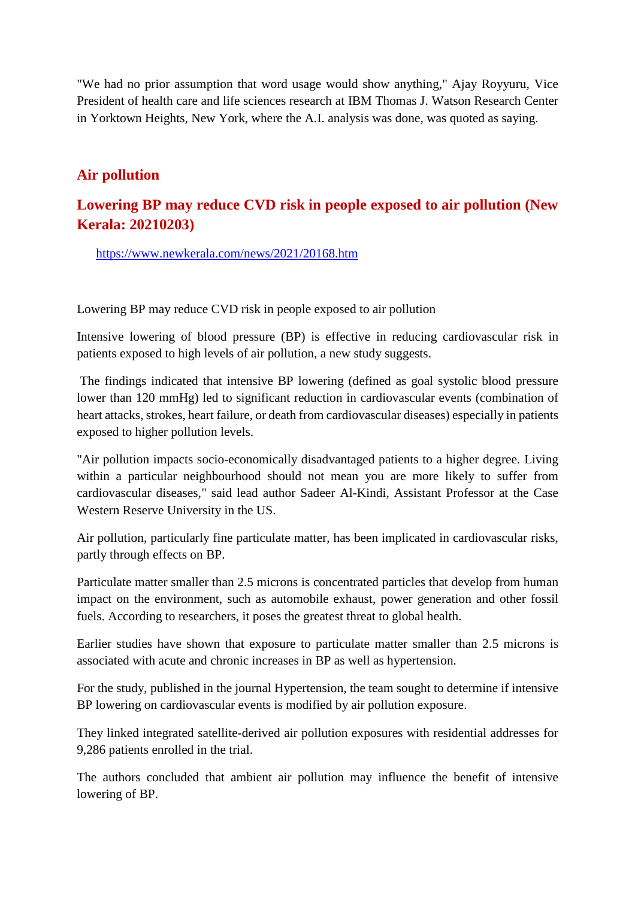"We had no prior assumption that word usage would show anything," Ajay Royyuru, Vice President of health care and life sciences research at IBM Thomas J. Watson Research Center in Yorktown Heights, New York, where the A.I. analysis was done, was quoted as saying.

## Air pollution

## Lowering BP may reduce CVD risk in people exposed to air pollution (New Kerala: 20210203)

https://www.newkerala.com/news/2021/20168.htm

Lowering BP may reduce CVD risk in people exposed to air pollution

Intensive lowering of blood pressure (BP) is effective in reducing cardiovascular risk in patients exposed to high levels of air pollution, a new study suggests.

The findings indicated that intensive BP lowering (defined as goal systolic blood pressure lower than 120 mmHg) led to significant reduction in cardiovascular events (combination of heart attacks, strokes, heart failure, or death from cardiovascular diseases) especially in patients exposed to higher pollution levels.

"Air pollution impacts socio-economically disadvantaged patients to a higher degree. Living within a particular neighbourhood should not mean you are more likely to suffer from cardiovascular diseases," said lead author Sadeer Al-Kindi, Assistant Professor at the Case Western Reserve University in the US.

Air pollution, particularly fine particulate matter, has been implicated in cardiovascular risks, partly through effects on BP.

Particulate matter smaller than 2.5 microns is concentrated particles that develop from human impact on the environment, such as automobile exhaust, power generation and other fossil fuels. According to researchers, it poses the greatest threat to global health.

Earlier studies have shown that exposure to particulate matter smaller than 2.5 microns is associated with acute and chronic increases in BP as well as hypertension.

For the study, published in the journal Hypertension, the team sought to determine if intensive BP lowering on cardiovascular events is modified by air pollution exposure.

They linked integrated satellite-derived air pollution exposures with residential addresses for 9,286 patients enrolled in the trial.

The authors concluded that ambient air pollution may influence the benefit of intensive lowering of BP.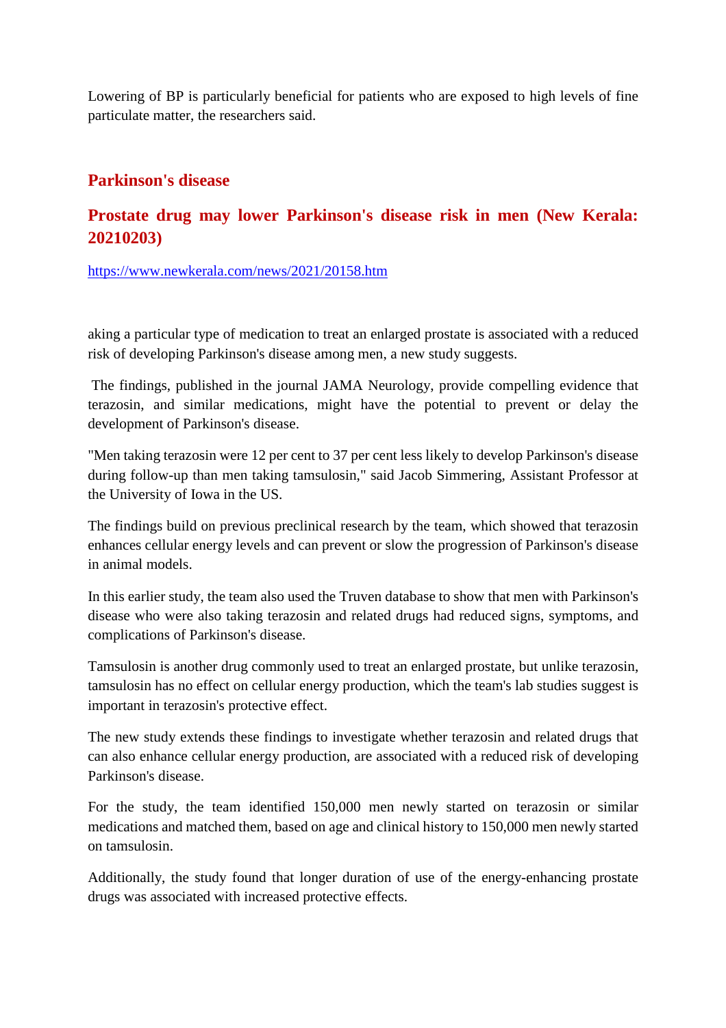Lowering of BP is particularly beneficial for patients who are exposed to high levels of fine particulate matter, the researchers said.

## Parkinson's disease

### Prostate drug may lower Parkinson's disease risk in men (New Kerala: 20210203)

https://www.newkerala.com/news/2021/20158.htm

aking a particular type of medication to treat an enlarged prostate is associated with a reduced risk of developing Parkinson's disease among men, a new study suggests.

The findings, published in the journal JAMA Neurology, provide compelling evidence that terazosin, and similar medications, might have the potential to prevent or delay the development of Parkinson's disease.

"Men taking terazosin were 12 per cent to 37 per cent less likely to develop Parkinson's disease during follow-up than men taking tamsulosin," said Jacob Simmering, Assistant Professor at the University of Iowa in the US.

The findings build on previous preclinical research by the team, which showed that terazosin enhances cellular energy levels and can prevent or slow the progression of Parkinson's disease in animal models.

In this earlier study, the team also used the Truven database to show that men with Parkinson's disease who were also taking terazosin and related drugs had reduced signs, symptoms, and complications of Parkinson's disease.

Tamsulosin is another drug commonly used to treat an enlarged prostate, but unlike terazosin, tamsulosin has no effect on cellular energy production, which the team's lab studies suggest is important in terazosin's protective effect.

The new study extends these findings to investigate whether terazosin and related drugs that can also enhance cellular energy production, are associated with a reduced risk of developing Parkinson's disease.

For the study, the team identified 150,000 men newly started on terazosin or similar medications and matched them, based on age and clinical history to 150,000 men newly started on tamsulosin.

Additionally, the study found that longer duration of use of the energy-enhancing prostate drugs was associated with increased protective effects.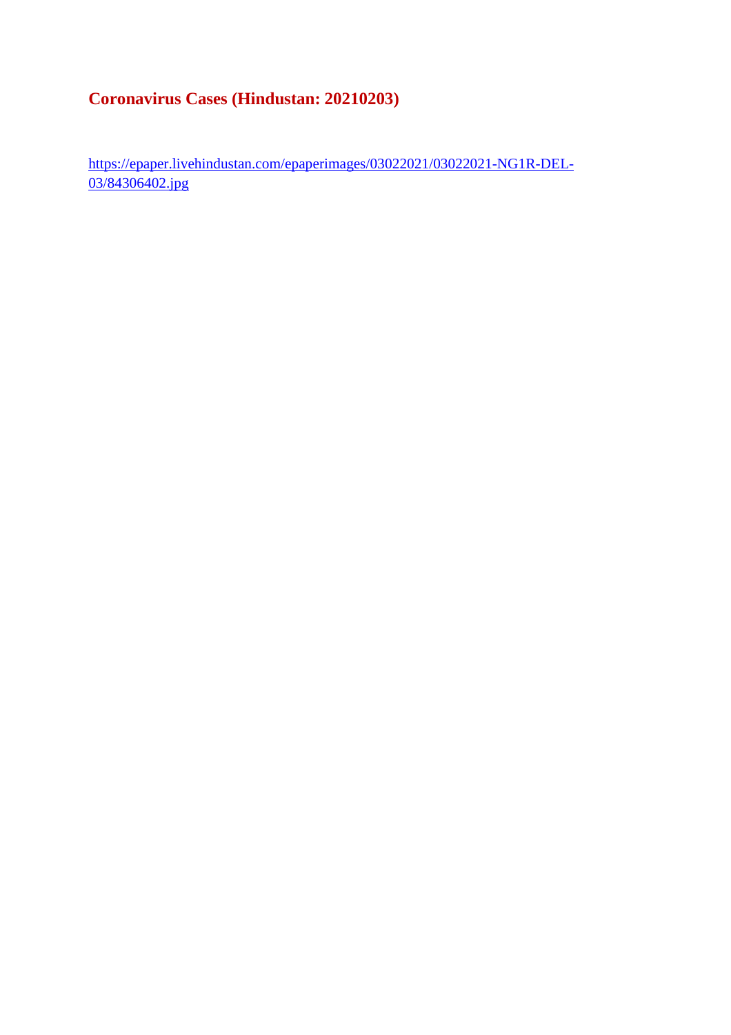## Coronavirus Cases (Hindustan: 20210203)

https://epaper.livehindustan.com/epaperimages/03022021/03022021-NG1R-DEL-03/84306402.jpg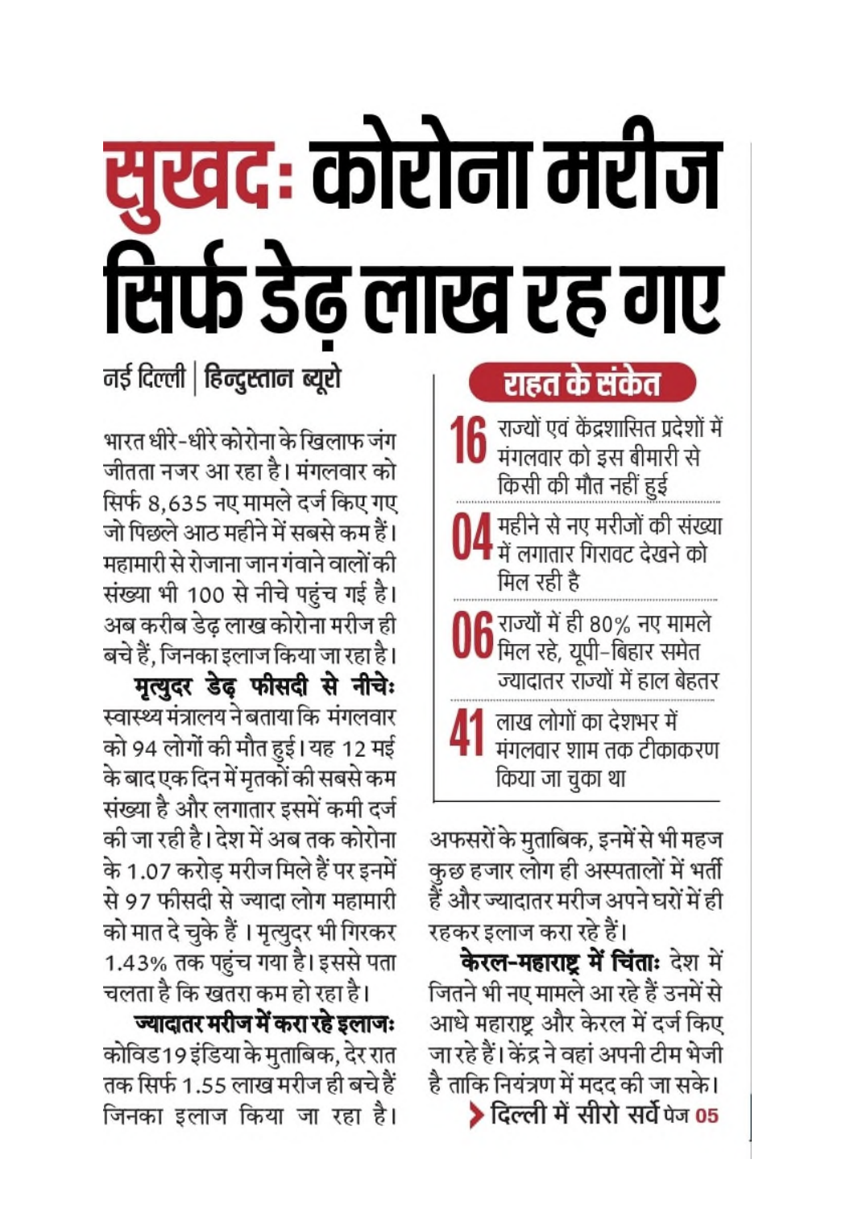# सुखदः कोरोना मरीज सिर्फ डेढ़ लाख रह गए

नई दिल्ली | **हिन्दुस्तान ब्यूरो**

भारत धीरे-धीरे कोरोना के खिलाफ जंग जीतता नजर आ रहा है। मंगलवार को सिर्फ 8,635 नए मामले दर्ज किए गए जो पिछले आठ महीने में सबसे कम हैं। महामारी से रोजाना जान गंवाने वालों की संख्या भी 100 से नीचे पहुंच गई है। अब करीब डेढ़ लाख कोरोना मरीज ही बचे हैं, जिनका इलाज किया जा रहा है।

**मृत्युदर डेढ़ फीसदी से नीचेः** स्वास्थ्य मंत्रालय ने बताया कि मंगलवार को 94 लोगों की मौत हुई। यह 12 मई के बाद एक दिन में मृतकों की सबसे कम संख्या है और लगातार इसमें कमी दर्ज की जा रही है। देश में अब तक कोरोना के 1.07 करोड़ मरीज मिले हैं पर इनमें से 97 फीसदी से ज्यादा लोग महामारी को मात दे चुके हैं। मृत्युदर भी गिरकर 1.43% तक पहुंच गया है। इससे पता चलता है कि खतरा कम हो रहा है।

**ज्यादातर मरीज में करा रहे इलाजः** कोविड19इंडिया के मुताबिक, देर रात तक सिर्फ 1.55 लाख मरीज ही बचे हैं जिनका इलाज किया जा रहा है। अफसरों के मुताबिक, इनमें से भी महज कुछ हजार लोग ही अस्पतालों में भर्ती हैं और ज्यादातर मरीज अपने घरों में ही रहकर इलाज करा रहे हैं।

**केरल-महाराष्ट्र में चिंताः** देश में जितने भी नए मामले आ रहे हैं उनमें से आधे महाराष्ट्र और केरल में दर्ज किए जा रहे हैं। केंद्र ने वहां अपनी टीम भेजी है ताकि नियंत्रण में मदद की जा सके।

> दिल्ली में सीरो सर्वे पेज 05

## राहत के संकेत

**16** राज्यों एवं केंद्रशासित प्रदेशों में मंगलवार को इस बीमारी से किसी की मौत नहीं हुई

**04** महीने से नए मरीजों की संख्या में लगातार गिरावट देखने को मिल रही है

**06** राज्यों में ही 80% नए मामले मिल रहे, यूपी-बिहार समेत ज्यादातर राज्यों में हाल बेहतर

**41** लाख लोगों का देशभर में मंगलवार शाम तक टीकाकरण किया जा चुका था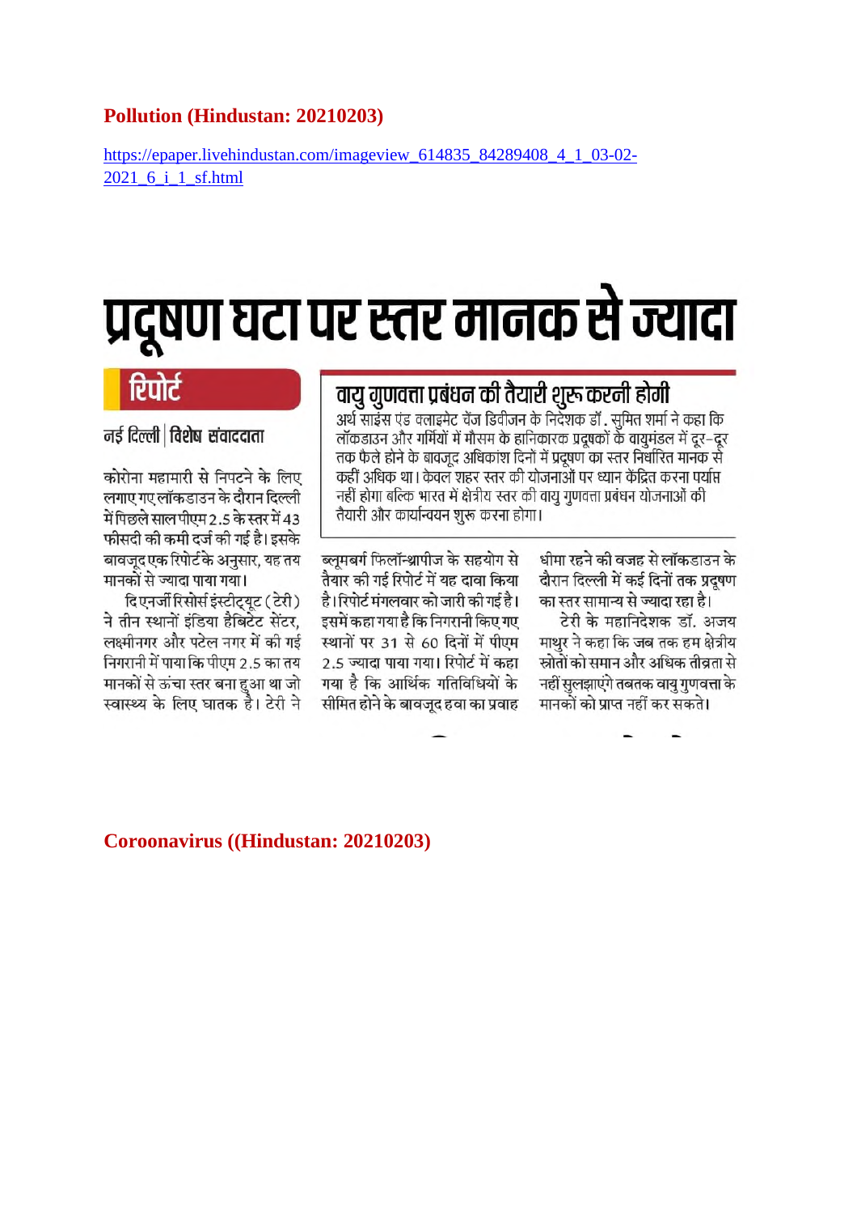## Pollution (Hindustan: 20210203)

https://epaper.livehindustan.com/imageview_614835_84289408_4_1_03-02-2021_6_i_1_sf.html

# प्रदूषण घटा पर स्तर मानक से ज्यादा

**रिपोर्ट**

**नई दिल्ली | विशेष संवाददाता**

कोरोना महामारी से निपटने के लिए लगाए गए लॉकडाउन के दौरान दिल्ली में पिछले साल पीएम 2.5 के स्तर में 43 फीसदी की कमी दर्ज की गई है। इसके बावजूद एक रिपोर्ट के अनुसार, यह तय मानकों से ज्यादा पाया गया।

दि एनर्जी रिसोर्स इंस्टीट्यूट (टेरी) ने तीन स्थानों इंडिया हैबिटेट सेंटर, लक्ष्मीनगर और पटेल नगर में की गई निगरानी में पाया कि पीएम 2.5 का तय मानकों से ऊंचा स्तर बना हुआ था जो स्वास्थ्य के लिए घातक है। टेरी ने ब्लूमबर्ग फिलॉन्थ्रापीज के सहयोग से तैयार की गई रिपोर्ट में यह दावा किया है। रिपोर्ट मंगलवार को जारी की गई है। इसमें कहा गया है कि निगरानी किए गए स्थानों पर 31 से 60 दिनों में पीएम 2.5 ज्यादा पाया गया। रिपोर्ट में कहा गया है कि आर्थिक गतिविधियों के सीमित होने के बावजूद हवा का प्रवाह धीमा रहने की वजह से लॉकडाउन के दौरान दिल्ली में कई दिनों तक प्रदूषण का स्तर सामान्य से ज्यादा रहा है।

टेरी के महानिदेशक डॉ. अजय माथुर ने कहा कि जब तक हम क्षेत्रीय स्रोतों को समान और अधिक तीव्रता से नहीं सुलझाएंगे तबतक वायु गुणवत्ता के मानकों को प्राप्त नहीं कर सकते।

### वायु गुणवत्ता प्रबंधन की तैयारी शुरू करनी होगी

अर्थ साइंस एंड क्लाइमेट चेंज डिवीजन के निदेशक डॉ. सुमित शर्मा ने कहा कि लॉकडाउन और गर्मियों में मौसम के हानिकारक प्रदूषकों के वायुमंडल में दूर-दूर तक फैले होने के बावजूद अधिकांश दिनों में प्रदूषण का स्तर निर्धारित मानक से कहीं अधिक था। केवल शहर स्तर की योजनाओं पर ध्यान केंद्रित करना पर्याप्त नहीं होगा बल्कि भारत में क्षेत्रीय स्तर की वायु गुणवत्ता प्रबंधन योजनाओं की तैयारी और कार्यान्वयन शुरू करना होगा।

## Coroonavirus ((Hindustan: 20210203)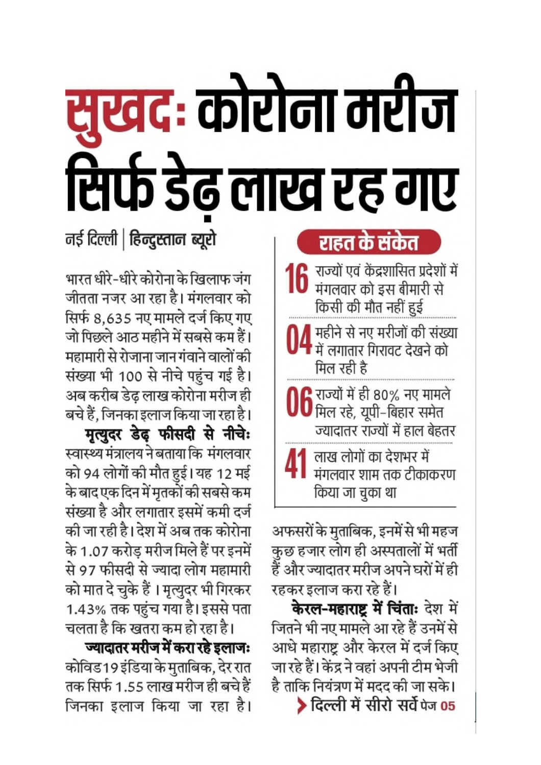# सुखद: कोरोना मरीज सिर्फ डेढ़ लाख रह गए

नई दिल्ली | **हिन्दुस्तान ब्यूरो**

भारत धीरे-धीरे कोरोना के खिलाफ जंग जीतता नजर आ रहा है। मंगलवार को सिर्फ 8,635 नए मामले दर्ज किए गए जो पिछले आठ महीने में सबसे कम हैं। महामारी से रोजाना जान गंवाने वालों की संख्या भी 100 से नीचे पहुंच गई है। अब करीब डेढ़ लाख कोरोना मरीज ही बचे हैं, जिनका इलाज किया जा रहा है।

**मृत्युदर डेढ़ फीसदी से नीचे:** स्वास्थ्य मंत्रालय ने बताया कि मंगलवार को 94 लोगों की मौत हुई। यह 12 मई के बाद एक दिन में मृतकों की सबसे कम संख्या है और लगातार इसमें कमी दर्ज की जा रही है। देश में अब तक कोरोना के 1.07 करोड़ मरीज मिले हैं पर इनमें से 97 फीसदी से ज्यादा लोग महामारी को मात दे चुके हैं। मृत्युदर भी गिरकर 1.43% तक पहुंच गया है। इससे पता चलता है कि खतरा कम हो रहा है।

**ज्यादातर मरीज में करा रहे इलाज:** कोविड19इंडिया के मुताबिक, देर रात तक सिर्फ 1.55 लाख मरीज ही बचे हैं जिनका इलाज किया जा रहा है। अफसरों के मुताबिक, इनमें से भी महज कुछ हजार लोग ही अस्पतालों में भर्ती हैं और ज्यादातर मरीज अपने घरों में ही रहकर इलाज करा रहे हैं।

**केरल-महाराष्ट्र में चिंता:** देश में जितने भी नए मामले आ रहे हैं उनमें से आधे महाराष्ट्र और केरल में दर्ज किए जा रहे हैं। केंद्र ने वहां अपनी टीम भेजी है ताकि नियंत्रण में मदद की जा सके।

> **दिल्ली में सीरो सर्वे** पेज 05

## राहत के संकेत

- **16** राज्यों एवं केंद्रशासित प्रदेशों में मंगलवार को इस बीमारी से किसी की मौत नहीं हुई
- **04** महीने से नए मरीजों की संख्या में लगातार गिरावट देखने को मिल रही है
- **06** राज्यों में ही 80% नए मामले मिल रहे, यूपी-बिहार समेत ज्यादातर राज्यों में हाल बेहतर
- **41** लाख लोगों का देशभर में मंगलवार शाम तक टीकाकरण किया जा चुका था